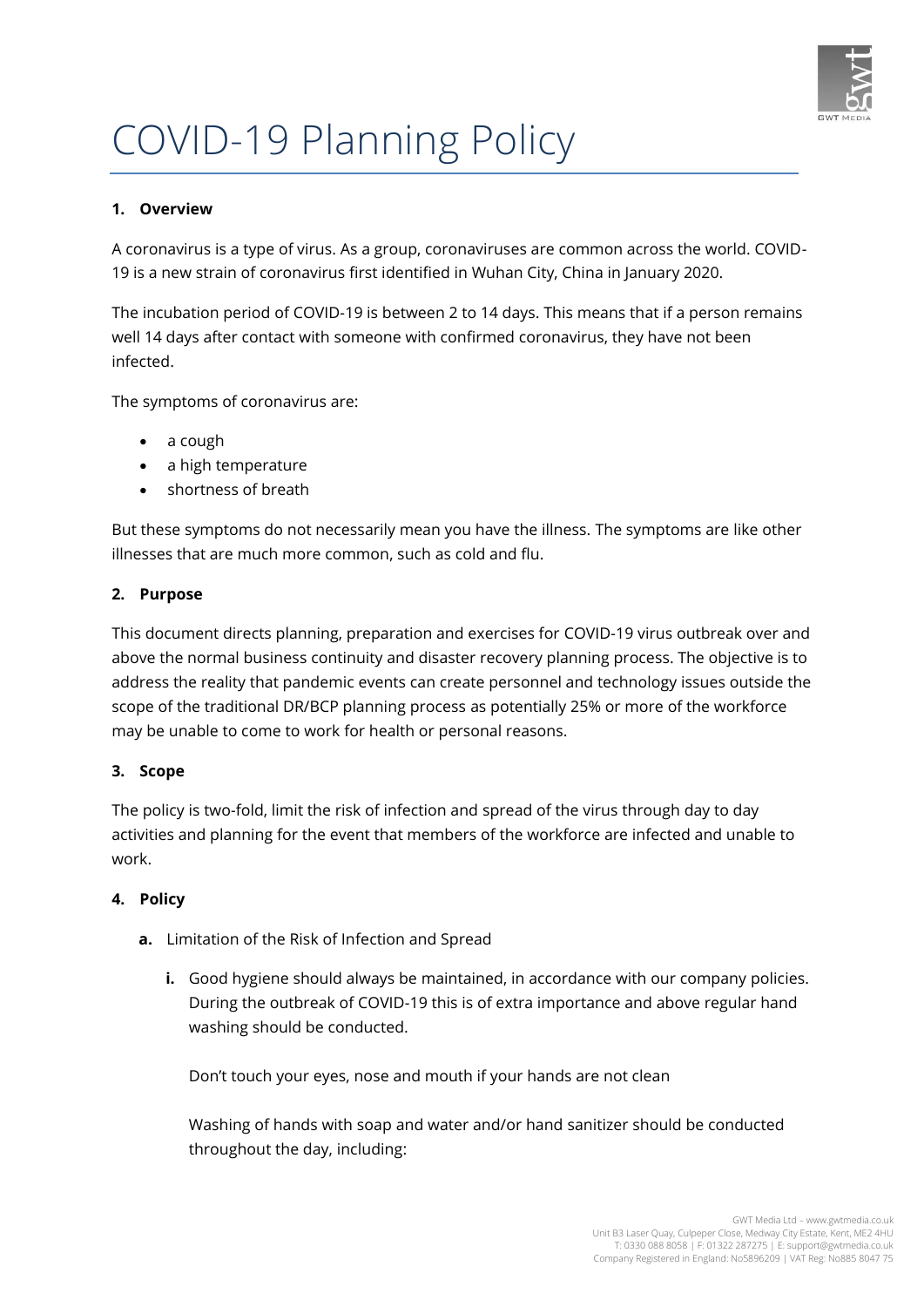# COVID-19 Planning Policy

**1. Overview**

A coronavirus is a type of virus. As a group, coronaviruses are common across the world. COVID-19 is a new strain of coronavirus first identified in Wuhan City, China in January 2020.

The incubation period of COVID-19 is between 2 to 14 days. This means that if a person remains well 14 days after contact with someone with confirmed coronavirus, they have not been infected.

The symptoms of coronavirus are:

- a cough
- a high temperature
- shortness of breath

But these symptoms do not necessarily mean you have the illness. The symptoms are like other illnesses that are much more common, such as cold and flu.

**2. Purpose**

This document directs planning, preparation and exercises for COVID-19 virus outbreak over and above the normal business continuity and disaster recovery planning process. The objective is to address the reality that pandemic events can create personnel and technology issues outside the scope of the traditional DR/BCP planning process as potentially 25% or more of the workforce may be unable to come to work for health or personal reasons.

**3. Scope**

The policy is two-fold, limit the risk of infection and spread of the virus through day to day activities and planning for the event that members of the workforce are infected and unable to work.

**4. Policy**

**a.** Limitation of the Risk of Infection and Spread

**i.** Good hygiene should always be maintained, in accordance with our company policies. During the outbreak of COVID-19 this is of extra importance and above regular hand washing should be conducted.

Don't touch your eyes, nose and mouth if your hands are not clean

Washing of hands with soap and water and/or hand sanitizer should be conducted throughout the day, including: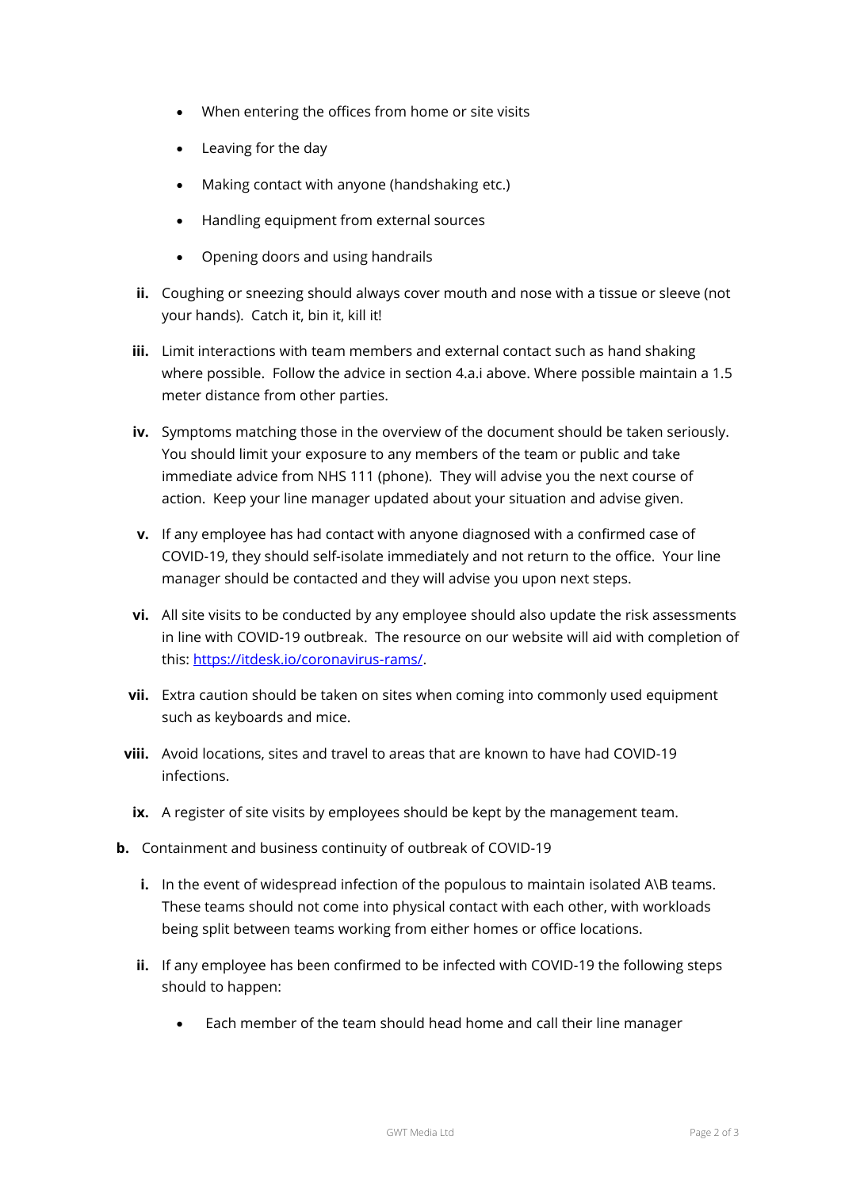- When entering the offices from home or site visits
  - Leaving for the day
  - Making contact with anyone (handshaking etc.)
  - Handling equipment from external sources
  - Opening doors and using handrails

ii. Coughing or sneezing should always cover mouth and nose with a tissue or sleeve (not your hands). Catch it, bin it, kill it!

iii. Limit interactions with team members and external contact such as hand shaking where possible. Follow the advice in section 4.a.i above. Where possible maintain a 1.5 meter distance from other parties.

iv. Symptoms matching those in the overview of the document should be taken seriously. You should limit your exposure to any members of the team or public and take immediate advice from NHS 111 (phone). They will advise you the next course of action. Keep your line manager updated about your situation and advise given.

v. If any employee has had contact with anyone diagnosed with a confirmed case of COVID-19, they should self-isolate immediately and not return to the office. Your line manager should be contacted and they will advise you upon next steps.

vi. All site visits to be conducted by any employee should also update the risk assessments in line with COVID-19 outbreak. The resource on our website will aid with completion of this: [https://itdesk.io/coronavirus-rams/](https://itdesk.io/coronavirus-rams/).

vii. Extra caution should be taken on sites when coming into commonly used equipment such as keyboards and mice.

viii. Avoid locations, sites and travel to areas that are known to have had COVID-19 infections.

ix. A register of site visits by employees should be kept by the management team.

**b.** Containment and business continuity of outbreak of COVID-19

i. In the event of widespread infection of the populous to maintain isolated A\B teams. These teams should not come into physical contact with each other, with workloads being split between teams working from either homes or office locations.

ii. If any employee has been confirmed to be infected with COVID-19 the following steps should to happen:

  - Each member of the team should head home and call their line manager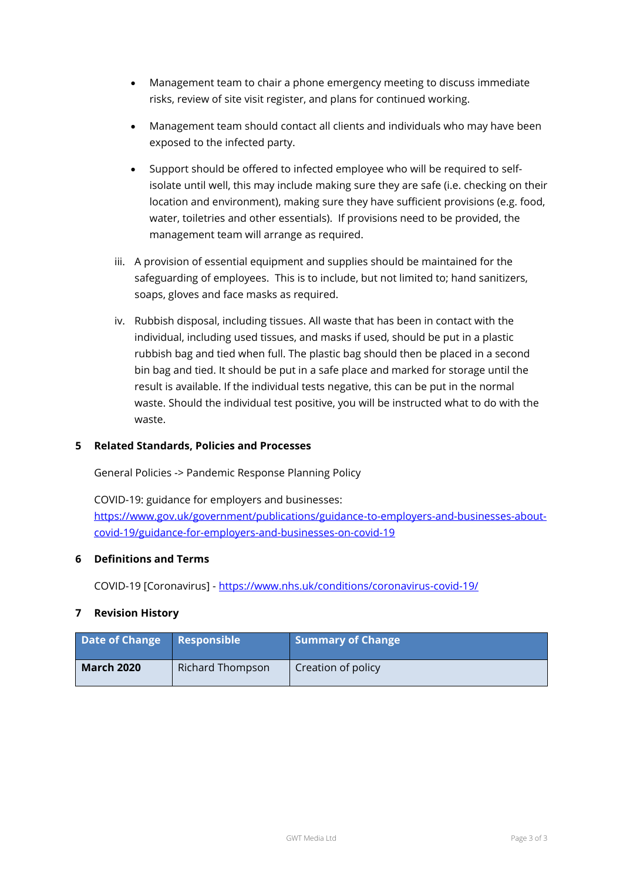- Management team to chair a phone emergency meeting to discuss immediate risks, review of site visit register, and plans for continued working.
- Management team should contact all clients and individuals who may have been exposed to the infected party.
- Support should be offered to infected employee who will be required to self-isolate until well, this may include making sure they are safe (i.e. checking on their location and environment), making sure they have sufficient provisions (e.g. food, water, toiletries and other essentials). If provisions need to be provided, the management team will arrange as required.

iii. A provision of essential equipment and supplies should be maintained for the safeguarding of employees. This is to include, but not limited to; hand sanitizers, soaps, gloves and face masks as required.

iv. Rubbish disposal, including tissues. All waste that has been in contact with the individual, including used tissues, and masks if used, should be put in a plastic rubbish bag and tied when full. The plastic bag should then be placed in a second bin bag and tied. It should be put in a safe place and marked for storage until the result is available. If the individual tests negative, this can be put in the normal waste. Should the individual test positive, you will be instructed what to do with the waste.

## 5 Related Standards, Policies and Processes

General Policies -> Pandemic Response Planning Policy

COVID-19: guidance for employers and businesses:
https://www.gov.uk/government/publications/guidance-to-employers-and-businesses-about-covid-19/guidance-for-employers-and-businesses-on-covid-19

## 6 Definitions and Terms

COVID-19 [Coronavirus] - https://www.nhs.uk/conditions/coronavirus-covid-19/

## 7 Revision History

| Date of Change | Responsible | Summary of Change |
|---|---|---|
| **March 2020** | Richard Thompson | Creation of policy |